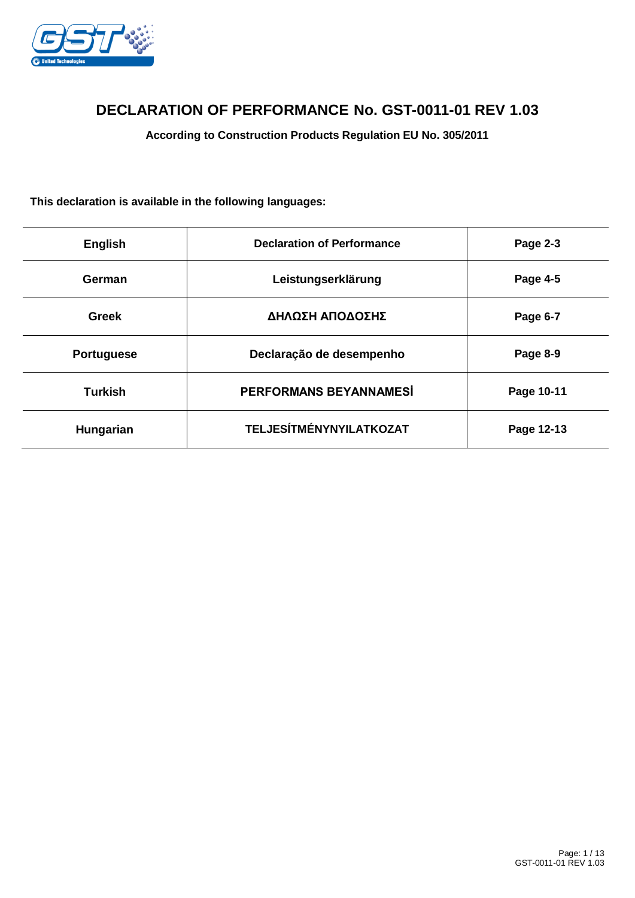# DECLARATION OF PERFORMANCE No. GST-0011-01 REV 1.03

**According to Construction Products Regulation EU No. 305/2011**

**This declaration is available in the following languages:**

| | | |
|---|---|---|
| **English** | **Declaration of Performance** | **Page 2-3** |
| **German** | **Leistungserklärung** | **Page 4-5** |
| **Greek** | **ΔΗΛΩΣΗ ΑΠΟΔΟΣΗΣ** | **Page 6-7** |
| **Portuguese** | **Declaração de desempenho** | **Page 8-9** |
| **Turkish** | **PERFORMANS BEYANNAMESİ** | **Page 10-11** |
| **Hungarian** | **TELJESÍTMÉNYNYILATKOZAT** | **Page 12-13** |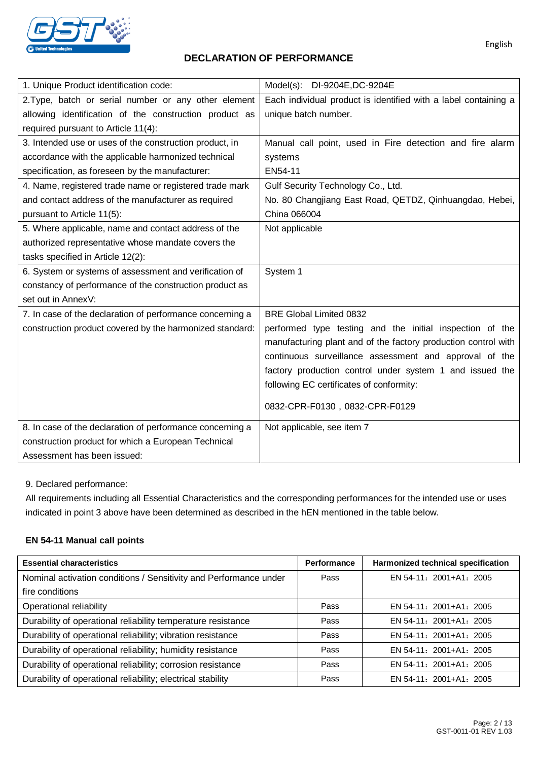English

# DECLARATION OF PERFORMANCE

| | |
|---|---|
| 1. Unique Product identification code: | Model(s): DI-9204E,DC-9204E |
| 2.Type, batch or serial number or any other element allowing identification of the construction product as required pursuant to Article 11(4): | Each individual product is identified with a label containing a unique batch number. |
| 3. Intended use or uses of the construction product, in accordance with the applicable harmonized technical specification, as foreseen by the manufacturer: | Manual call point, used in Fire detection and fire alarm systems<br>EN54-11 |
| 4. Name, registered trade name or registered trade mark and contact address of the manufacturer as required pursuant to Article 11(5): | Gulf Security Technology Co., Ltd.<br>No. 80 Changjiang East Road, QETDZ, Qinhuangdao, Hebei, China 066004 |
| 5. Where applicable, name and contact address of the authorized representative whose mandate covers the tasks specified in Article 12(2): | Not applicable |
| 6. System or systems of assessment and verification of constancy of performance of the construction product as set out in AnnexV: | System 1 |
| 7. In case of the declaration of performance concerning a construction product covered by the harmonized standard: | BRE Global Limited 0832<br>performed type testing and the initial inspection of the manufacturing plant and of the factory production control with continuous surveillance assessment and approval of the factory production control under system 1 and issued the following EC certificates of conformity:<br>0832-CPR-F0130，0832-CPR-F0129 |
| 8. In case of the declaration of performance concerning a construction product for which a European Technical Assessment has been issued: | Not applicable, see item 7 |

9. Declared performance:

All requirements including all Essential Characteristics and the corresponding performances for the intended use or uses indicated in point 3 above have been determined as described in the hEN mentioned in the table below.

**EN 54-11 Manual call points**

| Essential characteristics | Performance | Harmonized technical specification |
|---|---|---|
| Nominal activation conditions / Sensitivity and Performance under fire conditions | Pass | EN 54-11：2001+A1：2005 |
| Operational reliability | Pass | EN 54-11：2001+A1：2005 |
| Durability of operational reliability temperature resistance | Pass | EN 54-11：2001+A1：2005 |
| Durability of operational reliability; vibration resistance | Pass | EN 54-11：2001+A1：2005 |
| Durability of operational reliability; humidity resistance | Pass | EN 54-11：2001+A1：2005 |
| Durability of operational reliability; corrosion resistance | Pass | EN 54-11：2001+A1：2005 |
| Durability of operational reliability; electrical stability | Pass | EN 54-11：2001+A1：2005 |

GST-0011-01 REV 1.03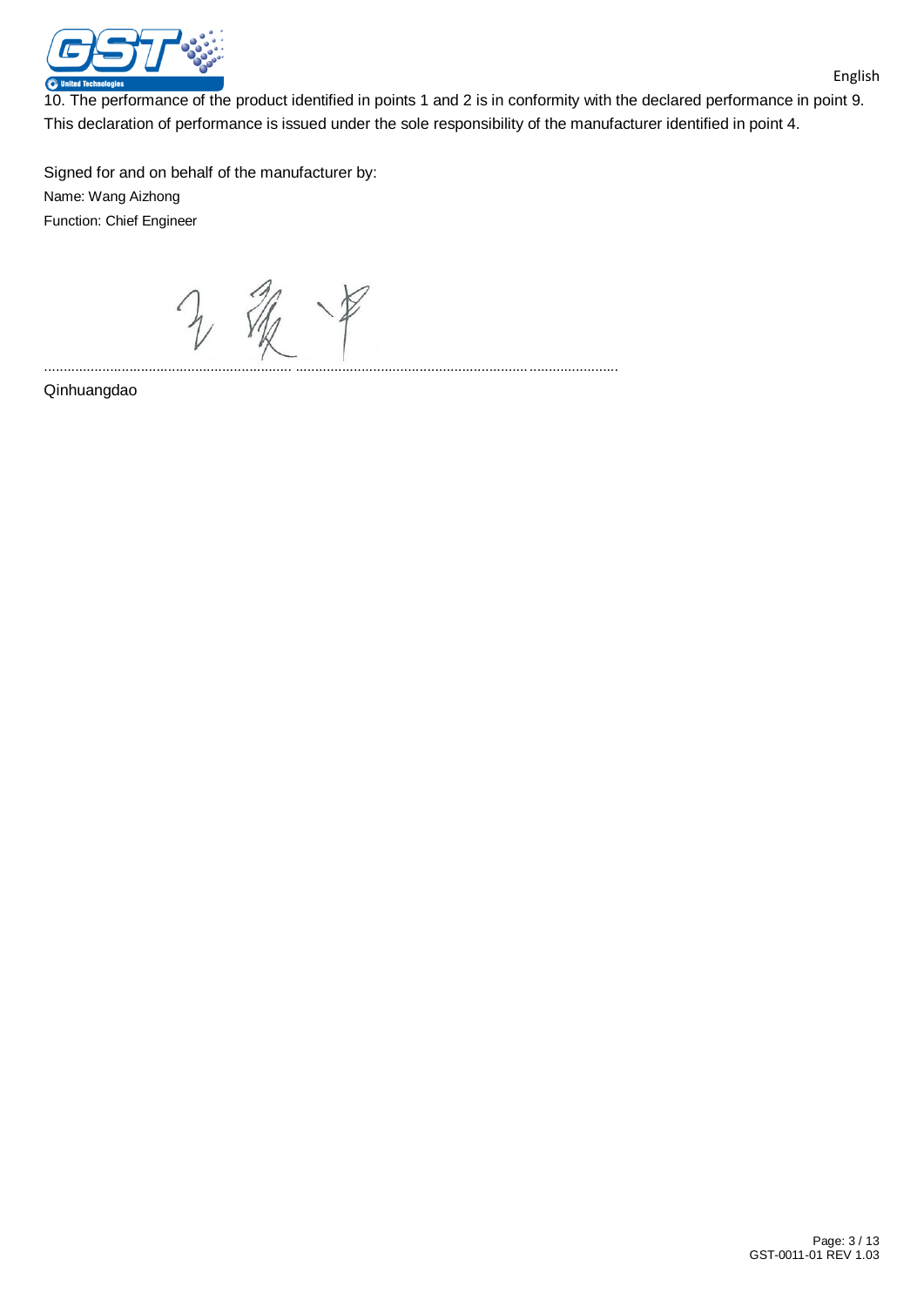10. The performance of the product identified in points 1 and 2 is in conformity with the declared performance in point 9.
This declaration of performance is issued under the sole responsibility of the manufacturer identified in point 4.

Signed for and on behalf of the manufacturer by:
Name: Wang Aizhong
Function: Chief Engineer

............................................................... ..............................................................................

Qinhuangdao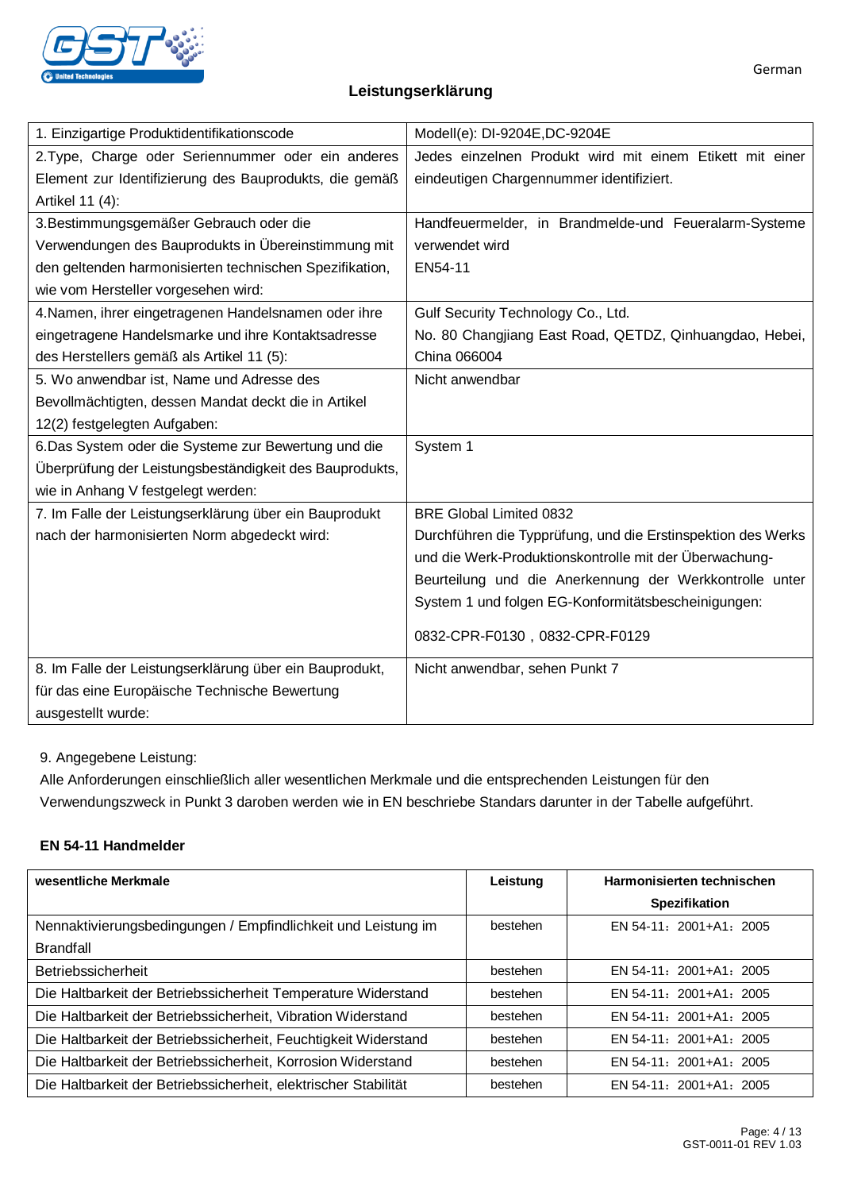German

# Leistungserklärung

| 1. Einzigartige Produktidentifikationscode | Modell(e): DI-9204E,DC-9204E |
|---|---|
| 2.Type, Charge oder Seriennummer oder ein anderes Element zur Identifizierung des Bauprodukts, die gemäß Artikel 11 (4): | Jedes einzelnen Produkt wird mit einem Etikett mit einer eindeutigen Chargennummer identifiziert. |
| 3.Bestimmungsgemäßer Gebrauch oder die Verwendungen des Bauprodukts in Übereinstimmung mit den geltenden harmonisierten technischen Spezifikation, wie vom Hersteller vorgesehen wird: | Handfeuermelder, in Brandmelde-und Feueralarm-Systeme verwendet wird<br>EN54-11 |
| 4.Namen, ihrer eingetragenen Handelsnamen oder ihre eingetragene Handelsmarke und ihre Kontaktsadresse des Herstellers gemäß als Artikel 11 (5): | Gulf Security Technology Co., Ltd.<br>No. 80 Changjiang East Road, QETDZ, Qinhuangdao, Hebei, China 066004 |
| 5. Wo anwendbar ist, Name und Adresse des Bevollmächtigten, dessen Mandat deckt die in Artikel 12(2) festgelegten Aufgaben: | Nicht anwendbar |
| 6.Das System oder die Systeme zur Bewertung und die Überprüfung der Leistungsbeständigkeit des Bauprodukts, wie in Anhang V festgelegt werden: | System 1 |
| 7. Im Falle der Leistungserklärung über ein Bauprodukt nach der harmonisierten Norm abgedeckt wird: | BRE Global Limited 0832<br>Durchführen die Typprüfung, und die Erstinspektion des Werks und die Werk-Produktionskontrolle mit der Überwachung-Beurteilung und die Anerkennung der Werkkontrolle unter System 1 und folgen EG-Konformitätsbescheinigungen:<br>0832-CPR-F0130，0832-CPR-F0129 |
| 8. Im Falle der Leistungserklärung über ein Bauprodukt, für das eine Europäische Technische Bewertung ausgestellt wurde: | Nicht anwendbar, sehen Punkt 7 |

9. Angegebene Leistung:
Alle Anforderungen einschließlich aller wesentlichen Merkmale und die entsprechenden Leistungen für den Verwendungszweck in Punkt 3 daroben werden wie in EN beschriebe Standars darunter in der Tabelle aufgeführt.

**EN 54-11 Handmelder**

| **wesentliche Merkmale** | **Leistung** | **Harmonisierten technischen Spezifikation** |
|---|---|---|
| Nennaktivierungsbedingungen / Empfindlichkeit und Leistung im Brandfall | bestehen | EN 54-11：2001+A1：2005 |
| Betriebssicherheit | bestehen | EN 54-11：2001+A1：2005 |
| Die Haltbarkeit der Betriebssicherheit Temperature Widerstand | bestehen | EN 54-11：2001+A1：2005 |
| Die Haltbarkeit der Betriebssicherheit, Vibration Widerstand | bestehen | EN 54-11：2001+A1：2005 |
| Die Haltbarkeit der Betriebssicherheit, Feuchtigkeit Widerstand | bestehen | EN 54-11：2001+A1：2005 |
| Die Haltbarkeit der Betriebssicherheit, Korrosion Widerstand | bestehen | EN 54-11：2001+A1：2005 |
| Die Haltbarkeit der Betriebssicherheit, elektrischer Stabilität | bestehen | EN 54-11：2001+A1：2005 |

GST-0011-01 REV 1.03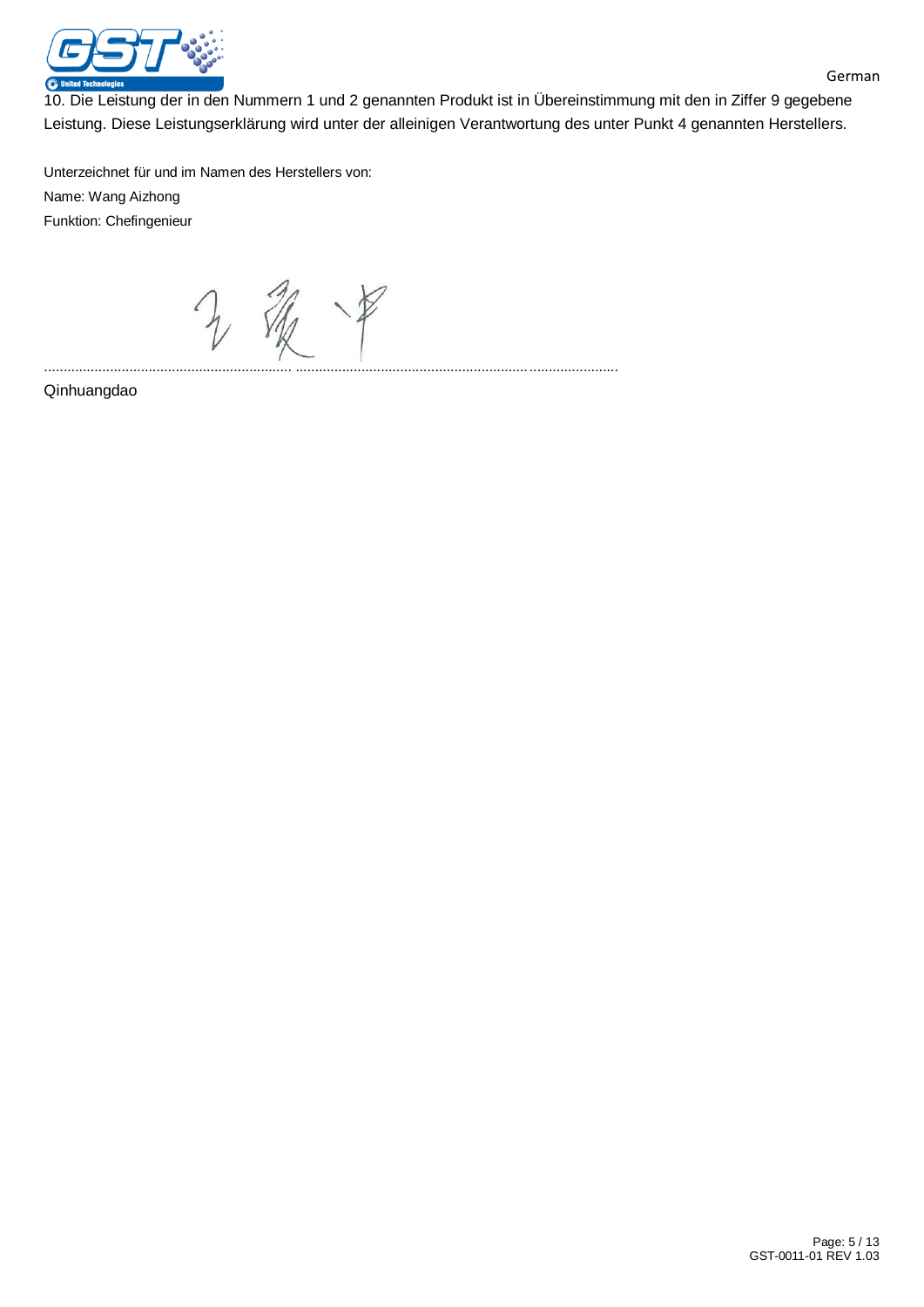10. Die Leistung der in den Nummern 1 und 2 genannten Produkt ist in Übereinstimmung mit den in Ziffer 9 gegebene Leistung. Diese Leistungserklärung wird unter der alleinigen Verantwortung des unter Punkt 4 genannten Herstellers.

Unterzeichnet für und im Namen des Herstellers von:

Name: Wang Aizhong

Funktion: Chefingenieur

.............................................................. ..............................................................................

Qinhuangdao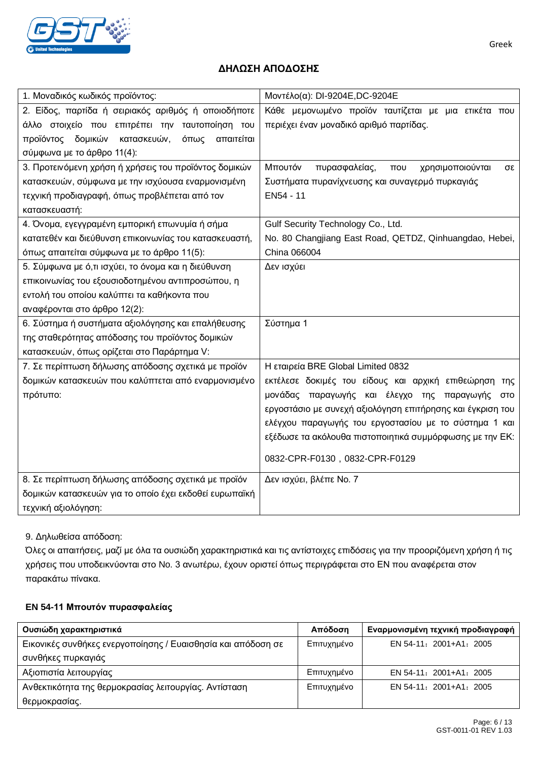Greek

## ΔΗΛΩΣΗ ΑΠΟΔΟΣΗΣ

| 1. Μοναδικός κωδικός προϊόντος: | Μοντέλο(α): DI-9204E,DC-9204E |
|---|---|
| 2. Είδος, παρτίδα ή σειριακός αριθμός ή οποιοδήποτε άλλο στοιχείο που επιτρέπει την ταυτοποίηση του προϊόντος δομικών κατασκευών, όπως απαιτείται σύμφωνα με το άρθρο 11(4): | Κάθε μεμονωμένο προϊόν ταυτίζεται με μια ετικέτα που περιέχει έναν μοναδικό αριθμό παρτίδας. |
| 3. Προτεινόμενη χρήση ή χρήσεις του προϊόντος δομικών κατασκευών, σύμφωνα με την ισχύουσα εναρμονισμένη τεχνική προδιαγραφή, όπως προβλέπεται από τον κατασκευαστή: | Μπουτόν πυρασφαλείας, που χρησιμοποιούνται σε Συστήματα πυρανίχνευσης και συναγερμό πυρκαγιάς EN54 - 11 |
| 4. Όνομα, εγεγγραμένη εμπορική επωνυμία ή σήμα κατατεθέν και διεύθυνση επικοινωνίας του κατασκευαστή, όπως απαιτείται σύμφωνα με το άρθρο 11(5): | Gulf Security Technology Co., Ltd. No. 80 Changjiang East Road, QETDZ, Qinhuangdao, Hebei, China 066004 |
| 5. Σύμφωνα με ό,τι ισχύει, το όνομα και η διεύθυνση επικοινωνίας του εξουσιοδοτημένου αντιπροσώπου, η εντολή του οποίου καλύπτει τα καθήκοντα που αναφέρονται στο άρθρο 12(2): | Δεν ισχύει |
| 6. Σύστημα ή συστήματα αξιολόγησης και επαλήθευσης της σταθερότητας απόδοσης του προϊόντος δομικών κατασκευών, όπως ορίζεται στο Παράρτημα V: | Σύστημα 1 |
| 7. Σε περίπτωση δήλωσης απόδοσης σχετικά με προϊόν δομικών κατασκευών που καλύπτεται από εναρμονισμένο πρότυπο: | Η εταιρεία BRE Global Limited 0832 εκτέλεσε δοκιμές του είδους και αρχική επιθεώρηση της μονάδας παραγωγής και έλεγχο της παραγωγής στο εργοστάσιο με συνεχή αξιολόγηση επιτήρησης και έγκριση του ελέγχου παραγωγής του εργοστασίου με το σύστημα 1 και εξέδωσε τα ακόλουθα πιστοποιητικά συμμόρφωσης με την ΕΚ: 0832-CPR-F0130，0832-CPR-F0129 |
| 8. Σε περίπτωση δήλωσης απόδοσης σχετικά με προϊόν δομικών κατασκευών για το οποίο έχει εκδοθεί ευρωπαϊκή τεχνική αξιολόγηση: | Δεν ισχύει, βλέπε No. 7 |

9. Δηλωθείσα απόδοση:

Όλες οι απαιτήσεις, μαζί με όλα τα ουσιώδη χαρακτηριστικά και τις αντίστοιχες επιδόσεις για την προοριζόμενη χρήση ή τις χρήσεις που υποδεικνύονται στο No. 3 ανωτέρω, έχουν οριστεί όπως περιγράφεται στο EN που αναφέρεται στον παρακάτω πίνακα.

**EN 54-11 Μπουτόν πυρασφαλείας**

| Ουσιώδη χαρακτηριστικά | Απόδοση | Εναρμονισμένη τεχνική προδιαγραφή |
|---|---|---|
| Εικονικές συνθήκες ενεργοποίησης / Ευαισθησία και απόδοση σε συνθήκες πυρκαγιάς | Επιτυχημένο | EN 54-11：2001+A1：2005 |
| Αξιοπιστία λειτουργίας | Επιτυχημένο | EN 54-11：2001+A1：2005 |
| Ανθεκτικότητα της θερμοκρασίας λειτουργίας. Αντίσταση θερμοκρασίας. | Επιτυχημένο | EN 54-11：2001+A1：2005 |

GST-0011-01 REV 1.03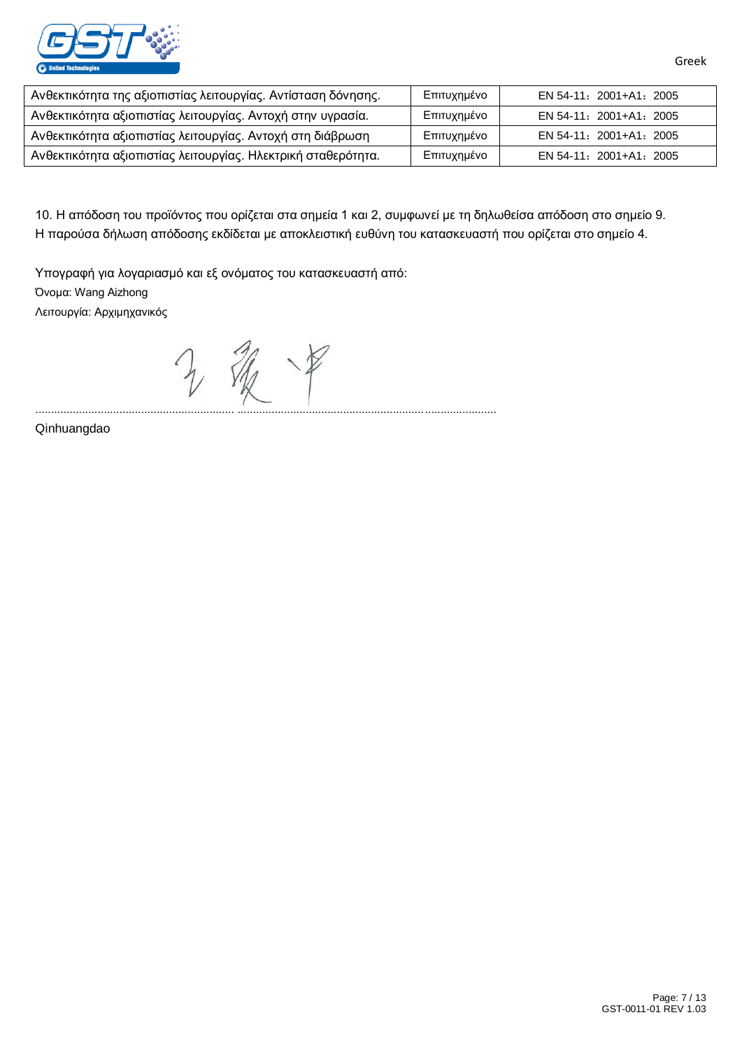| Ανθεκτικότητα της αξιοπιστίας λειτουργίας. Αντίσταση δόνησης. | Επιτυχημένο | EN 54-11：2001+A1：2005 |
|---|---|---|
| Ανθεκτικότητα αξιοπιστίας λειτουργίας. Αντοχή στην υγρασία. | Επιτυχημένο | EN 54-11：2001+A1：2005 |
| Ανθεκτικότητα αξιοπιστίας λειτουργίας. Αντοχή στη διάβρωση | Επιτυχημένο | EN 54-11：2001+A1：2005 |
| Ανθεκτικότητα αξιοπιστίας λειτουργίας. Ηλεκτρική σταθερότητα. | Επιτυχημένο | EN 54-11：2001+A1：2005 |

10. Η απόδοση του προϊόντος που ορίζεται στα σημεία 1 και 2, συμφωνεί με τη δηλωθείσα απόδοση στο σημείο 9.
Η παρούσα δήλωση απόδοσης εκδίδεται με αποκλειστική ευθύνη του κατασκευαστή που ορίζεται στο σημείο 4.

Υπογραφή για λογαριασμό και εξ ονόματος του κατασκευαστή από:

Όνομα: Wang Aizhong

Λειτουργία: Αρχιμηχανικός

.............................................................. .....................................................................................

Qinhuangdao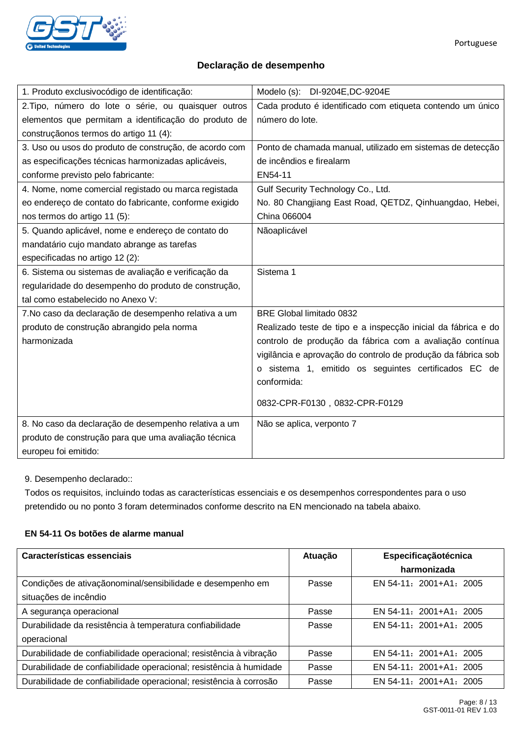Portuguese

## Declaração de desempenho

| 1. Produto exclusivocódigo de identificação: | Modelo (s): DI-9204E,DC-9204E |
|---|---|
| 2.Tipo, número do lote o série, ou quaisquer outros elementos que permitam a identificação do produto de construçãonos termos do artigo 11 (4): | Cada produto é identificado com etiqueta contendo um único número do lote. |
| 3. Uso ou usos do produto de construção, de acordo com as especificações técnicas harmonizadas aplicáveis, conforme previsto pelo fabricante: | Ponto de chamada manual, utilizado em sistemas de detecção de incêndios e firealarm<br>EN54-11 |
| 4. Nome, nome comercial registado ou marca registada eo endereço de contato do fabricante, conforme exigido nos termos do artigo 11 (5): | Gulf Security Technology Co., Ltd.<br>No. 80 Changjiang East Road, QETDZ, Qinhuangdao, Hebei, China 066004 |
| 5. Quando aplicável, nome e endereço de contato do mandatário cujo mandato abrange as tarefas especificadas no artigo 12 (2): | Nãoaplicável |
| 6. Sistema ou sistemas de avaliação e verificação da regularidade do desempenho do produto de construção, tal como estabelecido no Anexo V: | Sistema 1 |
| 7.No caso da declaração de desempenho relativa a um produto de construção abrangido pela norma harmonizada | BRE Global limitado 0832<br>Realizado teste de tipo e a inspecção inicial da fábrica e do controlo de produção da fábrica com a avaliação contínua vigilância e aprovação do controlo de produção da fábrica sob o sistema 1, emitido os seguintes certificados EC de conformida:<br><br>0832-CPR-F0130，0832-CPR-F0129 |
| 8. No caso da declaração de desempenho relativa a um produto de construção para que uma avaliação técnica europeu foi emitido: | Não se aplica, verponto 7 |

9. Desempenho declarado::

Todos os requisitos, incluindo todas as características essenciais e os desempenhos correspondentes para o uso pretendido ou no ponto 3 foram determinados conforme descrito na EN mencionado na tabela abaixo.

**EN 54-11 Os botões de alarme manual**

| Características essenciais | Atuação | Especificaçãotécnica harmonizada |
|---|---|---|
| Condições de ativaçãonominal/sensibilidade e desempenho em situações de incêndio | Passe | EN 54-11：2001+A1：2005 |
| A segurança operacional | Passe | EN 54-11：2001+A1：2005 |
| Durabilidade da resistência à temperatura confiabilidade operacional | Passe | EN 54-11：2001+A1：2005 |
| Durabilidade de confiabilidade operacional; resistência à vibração | Passe | EN 54-11：2001+A1：2005 |
| Durabilidade de confiabilidade operacional; resistência à humidade | Passe | EN 54-11：2001+A1：2005 |
| Durabilidade de confiabilidade operacional; resistência à corrosão | Passe | EN 54-11：2001+A1：2005 |

GST-0011-01 REV 1.03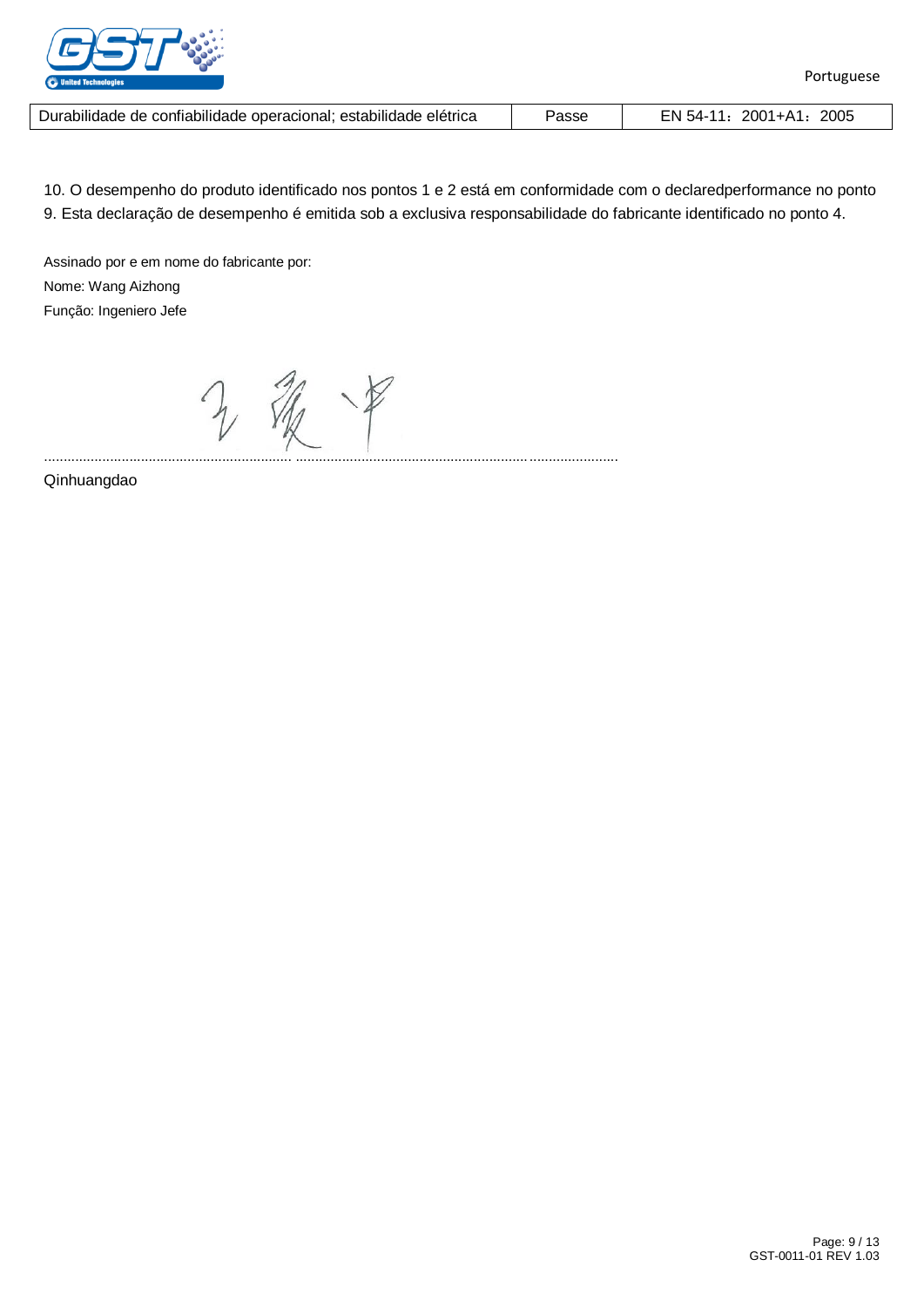| Durabilidade de confiabilidade operacional; estabilidade elétrica | Passe | EN 54-11：2001+A1：2005 |
|---|---|---|

10. O desempenho do produto identificado nos pontos 1 e 2 está em conformidade com o declaredperformance no ponto 9. Esta declaração de desempenho é emitida sob a exclusiva responsabilidade do fabricante identificado no ponto 4.

Assinado por e em nome do fabricante por:

Nome: Wang Aizhong

Função: Ingeniero Jefe

................................................................ ................................................................................

Qinhuangdao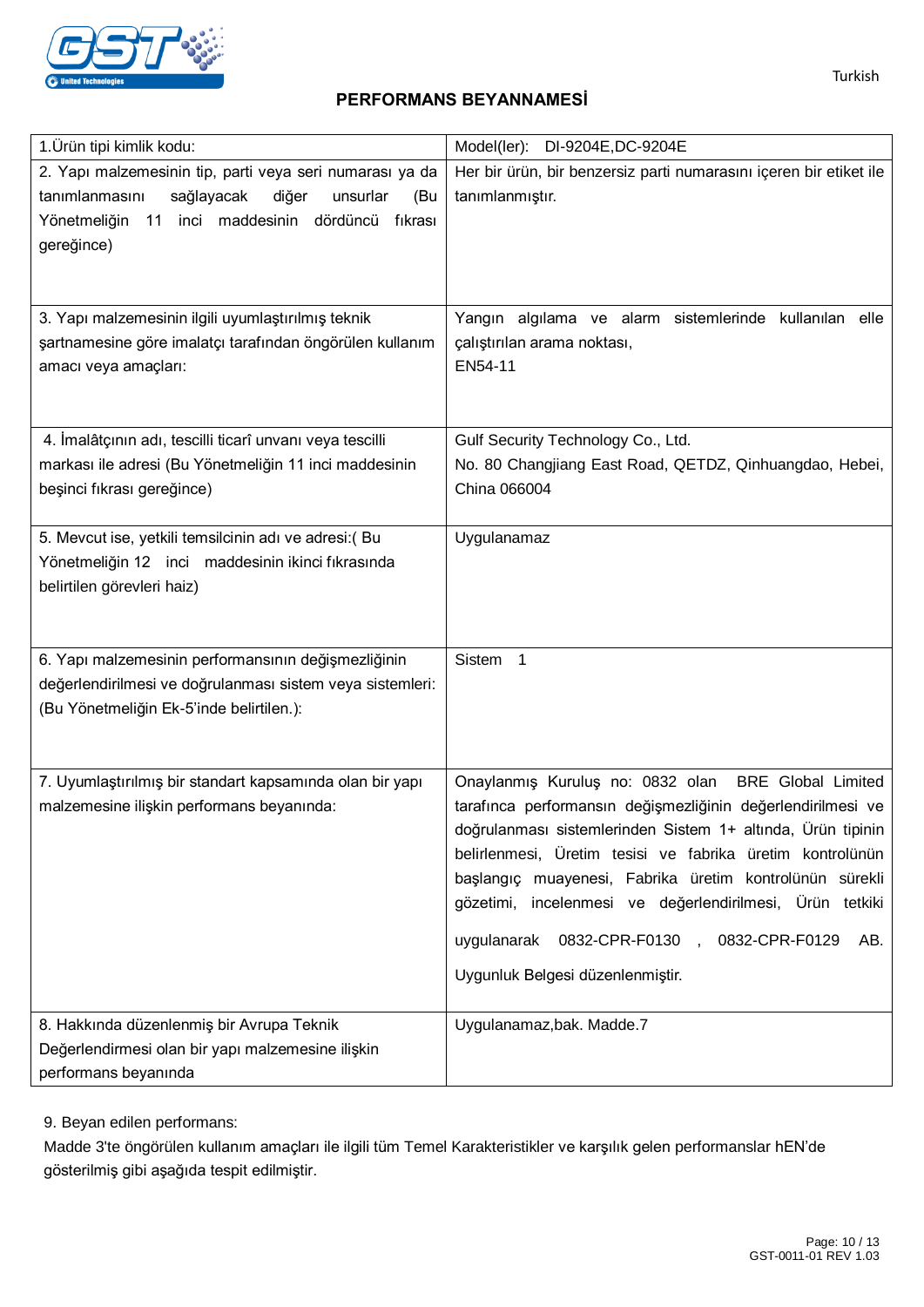## PERFORMANS BEYANNAMESİ

| 1.Ürün tipi kimlik kodu: | Model(ler): DI-9204E,DC-9204E |
|---|---|
| 2. Yapı malzemesinin tip, parti veya seri numarası ya da tanımlanmasını sağlayacak diğer unsurlar (Bu Yönetmeliğin 11 inci maddesinin dördüncü fıkrası gereğince) | Her bir ürün, bir benzersiz parti numarasını içeren bir etiket ile tanımlanmıştır. |
| 3. Yapı malzemesinin ilgili uyumlaştırılmış teknik şartnamesine göre imalatçı tarafından öngörülen kullanım amacı veya amaçları: | Yangın algılama ve alarm sistemlerinde kullanılan elle çalıştırılan arama noktası,<br>EN54-11 |
| 4. İmalâtçının adı, tescilli ticarî unvanı veya tescilli markası ile adresi (Bu Yönetmeliğin 11 inci maddesinin beşinci fıkrası gereğince) | Gulf Security Technology Co., Ltd.<br>No. 80 Changjiang East Road, QETDZ, Qinhuangdao, Hebei, China 066004 |
| 5. Mevcut ise, yetkili temsilcinin adı ve adresi:( Bu Yönetmeliğin 12 inci maddesinin ikinci fıkrasında belirtilen görevleri haiz) | Uygulanamaz |
| 6. Yapı malzemesinin performansının değişmezliğinin değerlendirilmesi ve doğrulanması sistem veya sistemleri: (Bu Yönetmeliğin Ek-5'inde belirtilen.): | Sistem 1 |
| 7. Uyumlaştırılmış bir standart kapsamında olan bir yapı malzemesine ilişkin performans beyanında: | Onaylanmış Kuruluş no: 0832 olan BRE Global Limited tarafınca performansın değişmezliğinin değerlendirilmesi ve doğrulanması sistemlerinden Sistem 1+ altında, Ürün tipinin belirlenmesi, Üretim tesisi ve fabrika üretim kontrolünün başlangıç muayenesi, Fabrika üretim kontrolünün sürekli gözetimi, incelenmesi ve değerlendirilmesi, Ürün tetkiki uygulanarak 0832-CPR-F0130 , 0832-CPR-F0129 AB. Uygunluk Belgesi düzenlenmiştir. |
| 8. Hakkında düzenlenmiş bir Avrupa Teknik Değerlendirmesi olan bir yapı malzemesine ilişkin performans beyanında | Uygulanamaz,bak. Madde.7 |

9. Beyan edilen performans:
Madde 3'te öngörülen kullanım amaçları ile ilgili tüm Temel Karakteristikler ve karşılık gelen performanslar hEN'de gösterilmiş gibi aşağıda tespit edilmiştir.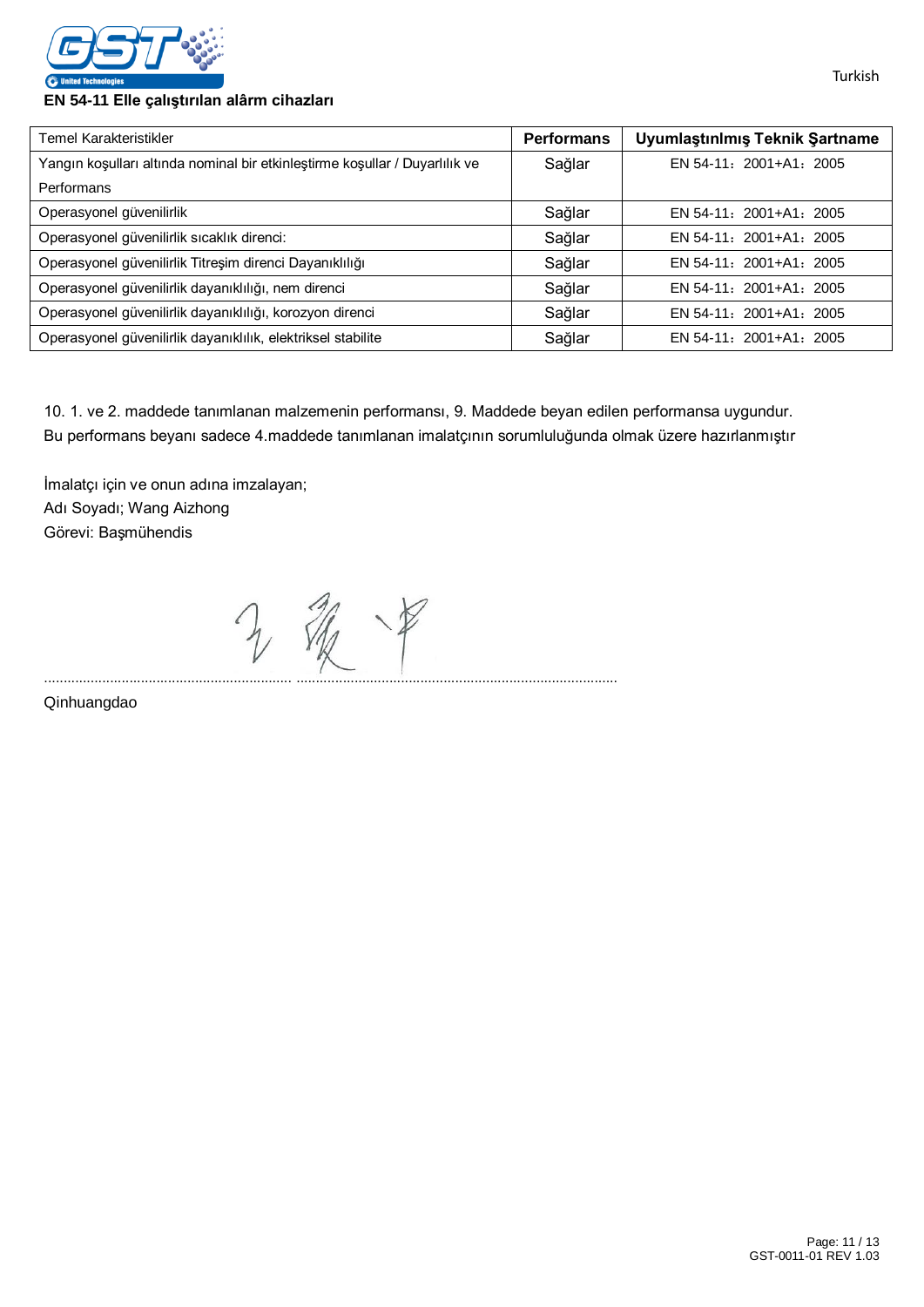## EN 54-11 Elle çalıştırılan alârm cihazları

| Temel Karakteristikler | Performans | Uyumlaştırılmış Teknik Şartname |
|---|---|---|
| Yangın koşulları altında nominal bir etkinleştirme koşullar / Duyarlılık ve Performans | Sağlar | EN 54-11：2001+A1：2005 |
| Operasyonel güvenilirlik | Sağlar | EN 54-11：2001+A1：2005 |
| Operasyonel güvenilirlik sıcaklık direnci: | Sağlar | EN 54-11：2001+A1：2005 |
| Operasyonel güvenilirlik Titreşim direnci Dayanıklılığı | Sağlar | EN 54-11：2001+A1：2005 |
| Operasyonel güvenilirlik dayanıklılığı, nem direnci | Sağlar | EN 54-11：2001+A1：2005 |
| Operasyonel güvenilirlik dayanıklılığı, korozyon direnci | Sağlar | EN 54-11：2001+A1：2005 |
| Operasyonel güvenilirlik dayanıklılık, elektriksel stabilite | Sağlar | EN 54-11：2001+A1：2005 |

10. 1. ve 2. maddede tanımlanan malzemenin performansı, 9. Maddede beyan edilen performansa uygundur.
Bu performans beyanı sadece 4.maddede tanımlanan imalatçının sorumluluğunda olmak üzere hazırlanmıştır

İmalatçı için ve onun adına imzalayan;
Adı Soyadı; Wang Aizhong
Görevi: Başmühendis

.............................................................. ..................................................................................

Qinhuangdao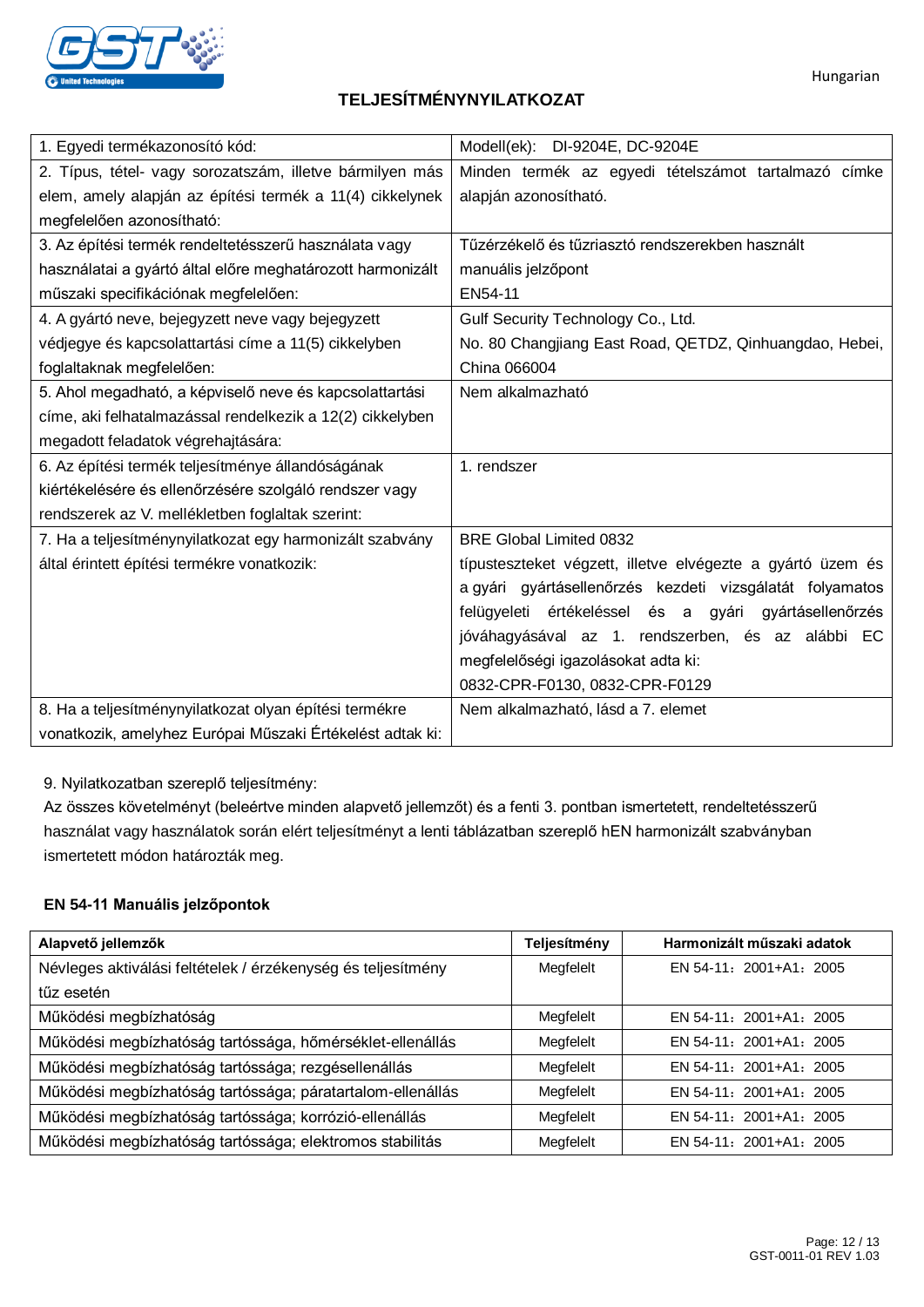# TELJESÍTMÉNYNYILATKOZAT

| 1. Egyedi termékazonosító kód: | Modell(ek): DI-9204E, DC-9204E |
|---|---|
| 2. Típus, tétel- vagy sorozatszám, illetve bármilyen más elem, amely alapján az építési termék a 11(4) cikkelynek megfelelően azonosítható: | Minden termék az egyedi tételszámot tartalmazó címke alapján azonosítható. |
| 3. Az építési termék rendeltetésszerű használata vagy használatai a gyártó által előre meghatározott harmonizált műszaki specifikációnak megfelelően: | Tűzérzékelő és tűzriasztó rendszerekben használt manuális jelzőpont EN54-11 |
| 4. A gyártó neve, bejegyzett neve vagy bejegyzett védjegye és kapcsolattartási címe a 11(5) cikkelyben foglaltaknak megfelelően: | Gulf Security Technology Co., Ltd. No. 80 Changjiang East Road, QETDZ, Qinhuangdao, Hebei, China 066004 |
| 5. Ahol megadható, a képviselő neve és kapcsolattartási címe, aki felhatalmazással rendelkezik a 12(2) cikkelyben megadott feladatok végrehajtására: | Nem alkalmazható |
| 6. Az építési termék teljesítménye állandóságának kiértékelésére és ellenőrzésére szolgáló rendszer vagy rendszerek az V. mellékletben foglaltak szerint: | 1. rendszer |
| 7. Ha a teljesítménynyilatkozat egy harmonizált szabvány által érintett építési termékre vonatkozik: | BRE Global Limited 0832 típusteszteket végzett, illetve elvégezte a gyártó üzem és a gyári gyártásellenőrzés kezdeti vizsgálatát folyamatos felügyeleti értékeléssel és a gyári gyártásellenőrzés jóváhagyásával az 1. rendszerben, és az alábbi EC megfelelőségi igazolásokat adta ki: 0832-CPR-F0130, 0832-CPR-F0129 |
| 8. Ha a teljesítménynyilatkozat olyan építési termékre vonatkozik, amelyhez Európai Műszaki Értékelést adtak ki: | Nem alkalmazható, lásd a 7. elemet |

9. Nyilatkozatban szereplő teljesítmény:
Az összes követelményt (beleértve minden alapvető jellemzőt) és a fenti 3. pontban ismertetett, rendeltetésszerű használat vagy használatok során elért teljesítményt a lenti táblázatban szereplő hEN harmonizált szabványban ismertetett módon határozták meg.

**EN 54-11 Manuális jelzőpontok**

| Alapvető jellemzők | Teljesítmény | Harmonizált műszaki adatok |
|---|---|---|
| Névleges aktiválási feltételek / érzékenység és teljesítmény tűz esetén | Megfelelt | EN 54-11：2001+A1：2005 |
| Működési megbízhatóság | Megfelelt | EN 54-11：2001+A1：2005 |
| Működési megbízhatóság tartóssága, hőmérséklet-ellenállás | Megfelelt | EN 54-11：2001+A1：2005 |
| Működési megbízhatóság tartóssága; rezgésellenállás | Megfelelt | EN 54-11：2001+A1：2005 |
| Működési megbízhatóság tartóssága; páratartalom-ellenállás | Megfelelt | EN 54-11：2001+A1：2005 |
| Működési megbízhatóság tartóssága; korrózió-ellenállás | Megfelelt | EN 54-11：2001+A1：2005 |
| Működési megbízhatóság tartóssága; elektromos stabilitás | Megfelelt | EN 54-11：2001+A1：2005 |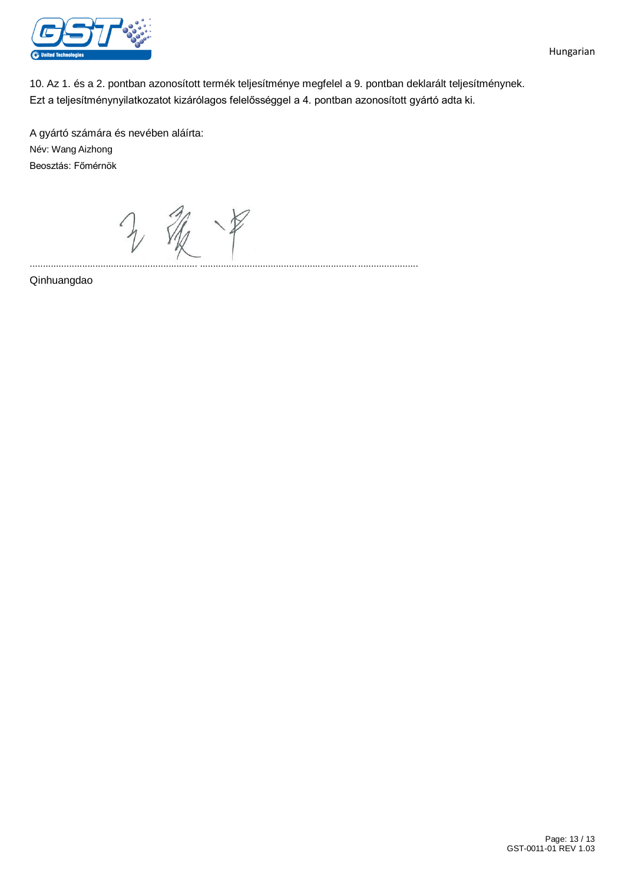10. Az 1. és a 2. pontban azonosított termék teljesítménye megfelel a 9. pontban deklarált teljesítménynek.
Ezt a teljesítménynyilatkozatot kizárólagos felelősséggel a 4. pontban azonosított gyártó adta ki.

A gyártó számára és nevében aláírta:
Név: Wang Aizhong
Beosztás: Főmérnök

.................................................................. ...........................................................................................

Qinhuangdao